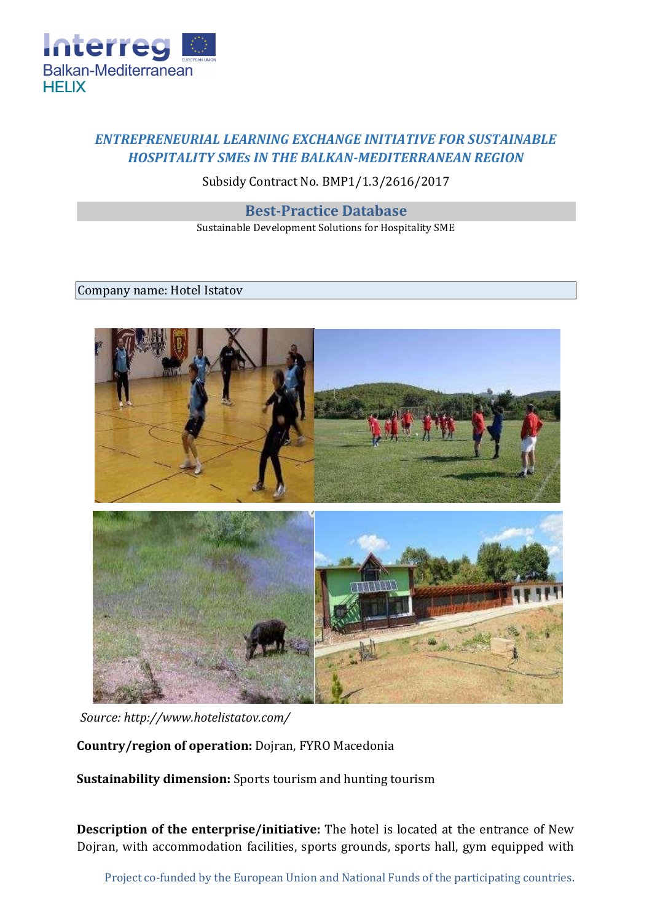## *ENTREPRENEURIAL LEARNING EXCHANGE INITIATIVE FOR SUSTAINABLE HOSPITALITY SMEs IN THE BALKAN-MEDITERRANEAN REGION*

Subsidy Contract No. BMP1/1.3/2616/2017

# Best-Practice Database

Sustainable Development Solutions for Hospitality SME

Company name: Hotel Istatov

*Source: http://www.hotelistatov.com/*

**Country/region of operation:** Dojran, FYRO Macedonia

**Sustainability dimension:** Sports tourism and hunting tourism

**Description of the enterprise/initiative:** The hotel is located at the entrance of New Dojran, with accommodation facilities, sports grounds, sports hall, gym equipped with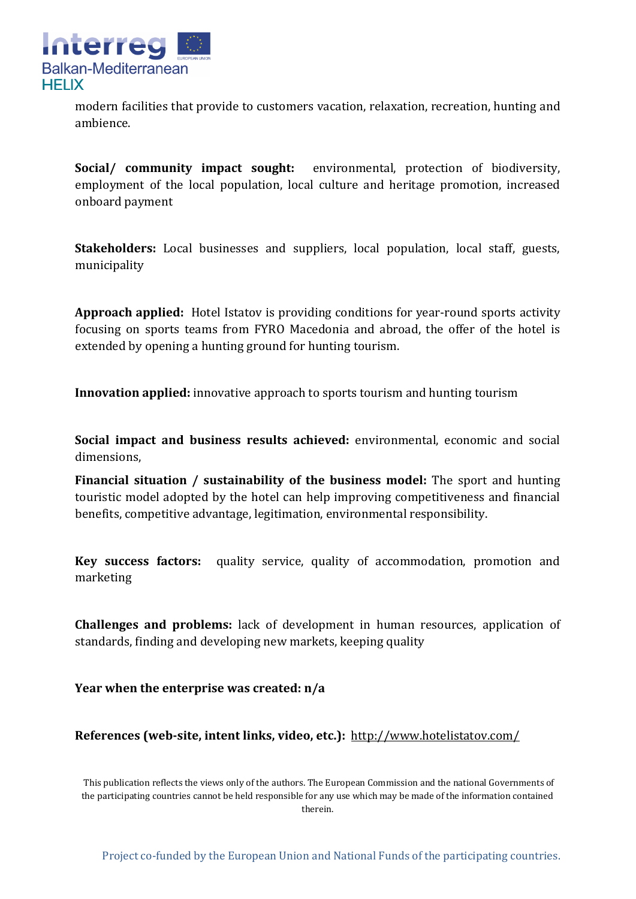modern facilities that provide to customers vacation, relaxation, recreation, hunting and ambience.

**Social/ community impact sought:** environmental, protection of biodiversity, employment of the local population, local culture and heritage promotion, increased onboard payment

**Stakeholders:** Local businesses and suppliers, local population, local staff, guests, municipality

**Approach applied:** Hotel Istatov is providing conditions for year-round sports activity focusing on sports teams from FYRO Macedonia and abroad, the offer of the hotel is extended by opening a hunting ground for hunting tourism.

**Innovation applied:** innovative approach to sports tourism and hunting tourism

**Social impact and business results achieved:** environmental, economic and social dimensions,

**Financial situation / sustainability of the business model:** The sport and hunting touristic model adopted by the hotel can help improving competitiveness and financial benefits, competitive advantage, legitimation, environmental responsibility.

**Key success factors:** quality service, quality of accommodation, promotion and marketing

**Challenges and problems:** lack of development in human resources, application of standards, finding and developing new markets, keeping quality

**Year when the enterprise was created: n/a**

**References (web-site, intent links, video, etc.):** http://www.hotelistatov.com/

This publication reflects the views only of the authors. The European Commission and the national Governments of the participating countries cannot be held responsible for any use which may be made of the information contained therein.